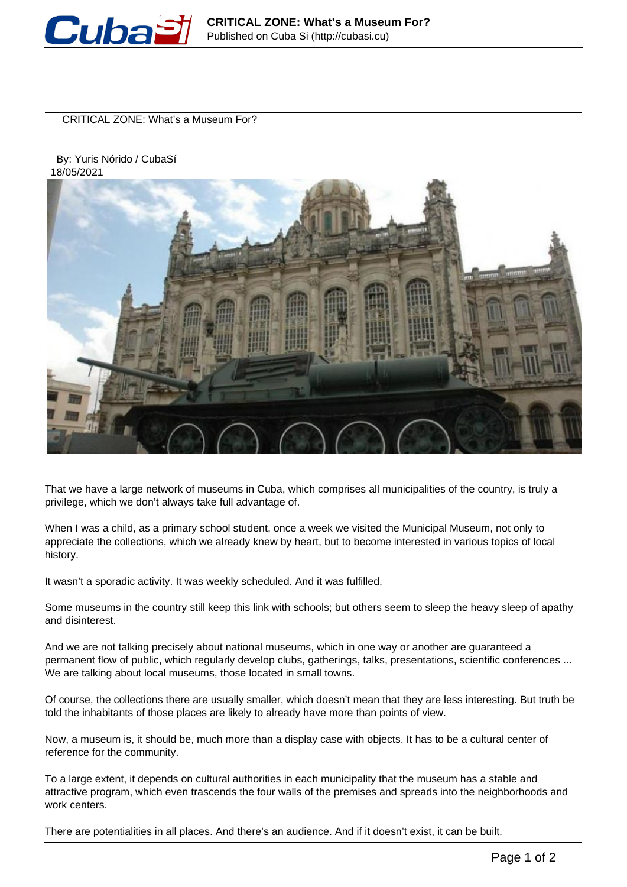# CRITICAL ZONE: What's a Museum For?

By: Yuris Nórido / CubaSí
18/05/2021

That we have a large network of museums in Cuba, which comprises all municipalities of the country, is truly a privilege, which we don't always take full advantage of.

When I was a child, as a primary school student, once a week we visited the Municipal Museum, not only to appreciate the collections, which we already knew by heart, but to become interested in various topics of local history.

It wasn't a sporadic activity. It was weekly scheduled. And it was fulfilled.

Some museums in the country still keep this link with schools; but others seem to sleep the heavy sleep of apathy and disinterest.

And we are not talking precisely about national museums, which in one way or another are guaranteed a permanent flow of public, which regularly develop clubs, gatherings, talks, presentations, scientific conferences ... We are talking about local museums, those located in small towns.

Of course, the collections there are usually smaller, which doesn't mean that they are less interesting. But truth be told the inhabitants of those places are likely to already have more than points of view.

Now, a museum is, it should be, much more than a display case with objects. It has to be a cultural center of reference for the community.

To a large extent, it depends on cultural authorities in each municipality that the museum has a stable and attractive program, which even trascends the four walls of the premises and spreads into the neighborhoods and work centers.

There are potentialities in all places. And there's an audience. And if it doesn't exist, it can be built.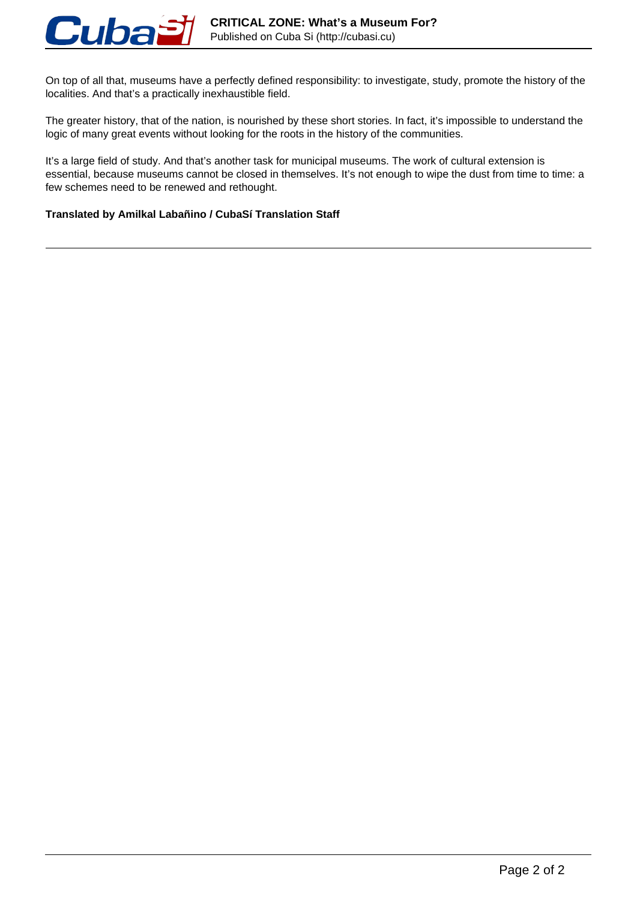On top of all that, museums have a perfectly defined responsibility: to investigate, study, promote the history of the localities. And that's a practically inexhaustible field.

The greater history, that of the nation, is nourished by these short stories. In fact, it's impossible to understand the logic of many great events without looking for the roots in the history of the communities.

It's a large field of study. And that's another task for municipal museums. The work of cultural extension is essential, because museums cannot be closed in themselves. It's not enough to wipe the dust from time to time: a few schemes need to be renewed and rethought.

**Translated by Amilkal Labañino / CubaSí Translation Staff**